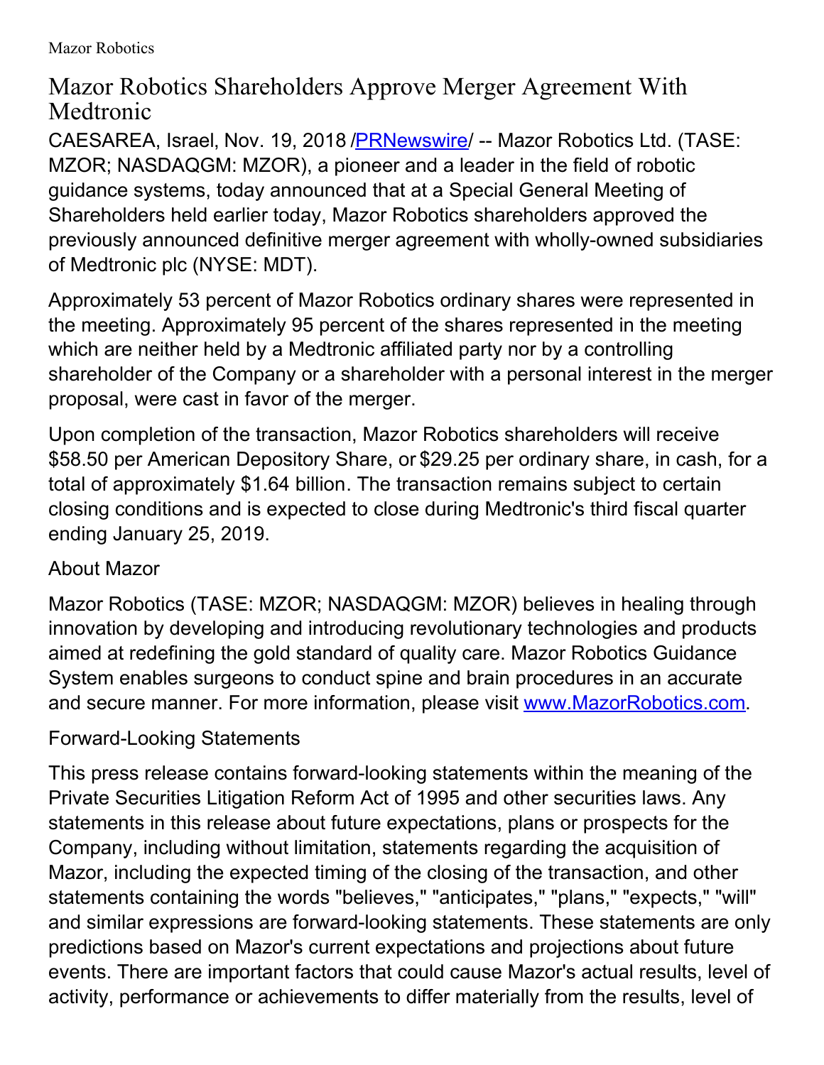Mazor Robotics

# Mazor Robotics Shareholders Approve Merger Agreement With Medtronic

CAESAREA, Israel, Nov. 19, 2018 /PRNewswire/ -- Mazor Robotics Ltd. (TASE: MZOR; NASDAQGM: MZOR), a pioneer and a leader in the field of robotic guidance systems, today announced that at a Special General Meeting of Shareholders held earlier today, Mazor Robotics shareholders approved the previously announced definitive merger agreement with wholly-owned subsidiaries of Medtronic plc (NYSE: MDT).

Approximately 53 percent of Mazor Robotics ordinary shares were represented in the meeting. Approximately 95 percent of the shares represented in the meeting which are neither held by a Medtronic affiliated party nor by a controlling shareholder of the Company or a shareholder with a personal interest in the merger proposal, were cast in favor of the merger.

Upon completion of the transaction, Mazor Robotics shareholders will receive $58.50 per American Depository Share, or $29.25 per ordinary share, in cash, for a total of approximately $1.64 billion. The transaction remains subject to certain closing conditions and is expected to close during Medtronic's third fiscal quarter ending January 25, 2019.

## About Mazor

Mazor Robotics (TASE: MZOR; NASDAQGM: MZOR) believes in healing through innovation by developing and introducing revolutionary technologies and products aimed at redefining the gold standard of quality care. Mazor Robotics Guidance System enables surgeons to conduct spine and brain procedures in an accurate and secure manner. For more information, please visit www.MazorRobotics.com.

## Forward-Looking Statements

This press release contains forward-looking statements within the meaning of the Private Securities Litigation Reform Act of 1995 and other securities laws. Any statements in this release about future expectations, plans or prospects for the Company, including without limitation, statements regarding the acquisition of Mazor, including the expected timing of the closing of the transaction, and other statements containing the words "believes," "anticipates," "plans," "expects," "will" and similar expressions are forward-looking statements. These statements are only predictions based on Mazor's current expectations and projections about future events. There are important factors that could cause Mazor's actual results, level of activity, performance or achievements to differ materially from the results, level of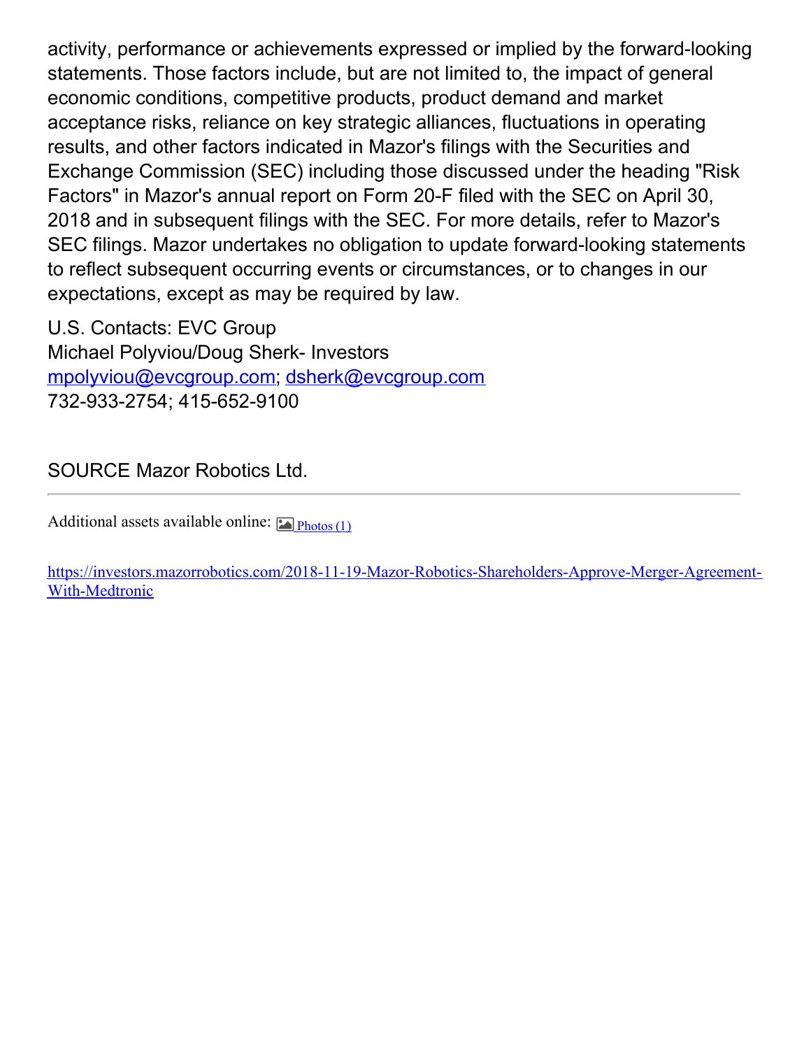activity, performance or achievements expressed or implied by the forward-looking statements. Those factors include, but are not limited to, the impact of general economic conditions, competitive products, product demand and market acceptance risks, reliance on key strategic alliances, fluctuations in operating results, and other factors indicated in Mazor's filings with the Securities and Exchange Commission (SEC) including those discussed under the heading "Risk Factors" in Mazor's annual report on Form 20-F filed with the SEC on April 30, 2018 and in subsequent filings with the SEC. For more details, refer to Mazor's SEC filings. Mazor undertakes no obligation to update forward-looking statements to reflect subsequent occurring events or circumstances, or to changes in our expectations, except as may be required by law.

U.S. Contacts: EVC Group
Michael Polyviou/Doug Sherk- Investors
mpolyviou@evcgroup.com; dsherk@evcgroup.com
732-933-2754; 415-652-9100

SOURCE Mazor Robotics Ltd.

---

Additional assets available online: Photos (1)

https://investors.mazorrobotics.com/2018-11-19-Mazor-Robotics-Shareholders-Approve-Merger-Agreement-With-Medtronic